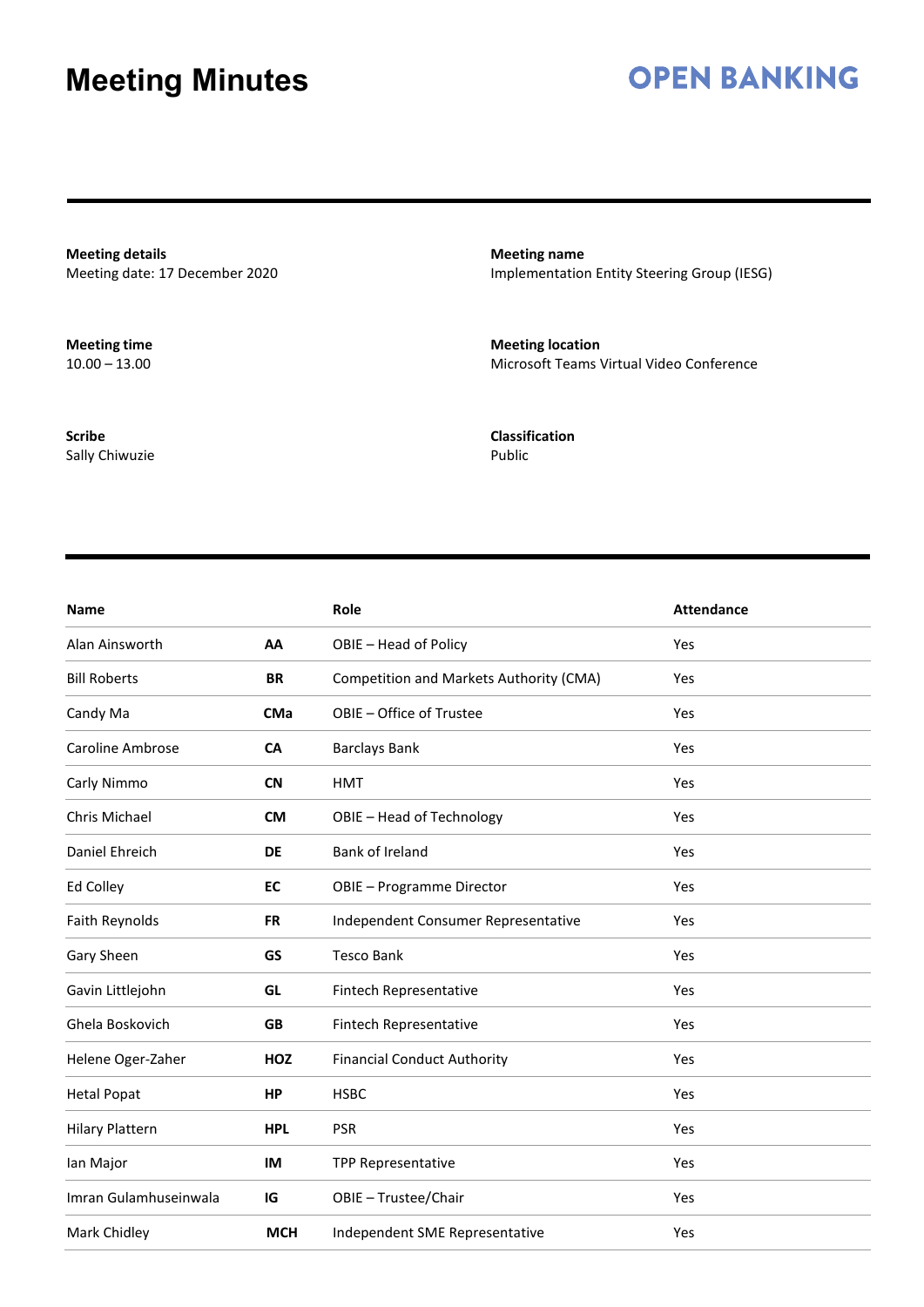# Meeting Minutes

OPEN BANKING

**Meeting details**
Meeting date: 17 December 2020

**Meeting name**
Implementation Entity Steering Group (IESG)

**Meeting time**
10.00 – 13.00

**Meeting location**
Microsoft Teams Virtual Video Conference

**Scribe**
Sally Chiwuzie

**Classification**
Public

| Name | | Role | Attendance |
|---|---|---|---|
| Alan Ainsworth | **AA** | OBIE – Head of Policy | Yes |
| Bill Roberts | **BR** | Competition and Markets Authority (CMA) | Yes |
| Candy Ma | **CMa** | OBIE – Office of Trustee | Yes |
| Caroline Ambrose | **CA** | Barclays Bank | Yes |
| Carly Nimmo | **CN** | HMT | Yes |
| Chris Michael | **CM** | OBIE – Head of Technology | Yes |
| Daniel Ehreich | **DE** | Bank of Ireland | Yes |
| Ed Colley | **EC** | OBIE – Programme Director | Yes |
| Faith Reynolds | **FR** | Independent Consumer Representative | Yes |
| Gary Sheen | **GS** | Tesco Bank | Yes |
| Gavin Littlejohn | **GL** | Fintech Representative | Yes |
| Ghela Boskovich | **GB** | Fintech Representative | Yes |
| Helene Oger-Zaher | **HOZ** | Financial Conduct Authority | Yes |
| Hetal Popat | **HP** | HSBC | Yes |
| Hilary Plattern | **HPL** | PSR | Yes |
| Ian Major | **IM** | TPP Representative | Yes |
| Imran Gulamhuseinwala | **IG** | OBIE – Trustee/Chair | Yes |
| Mark Chidley | **MCH** | Independent SME Representative | Yes |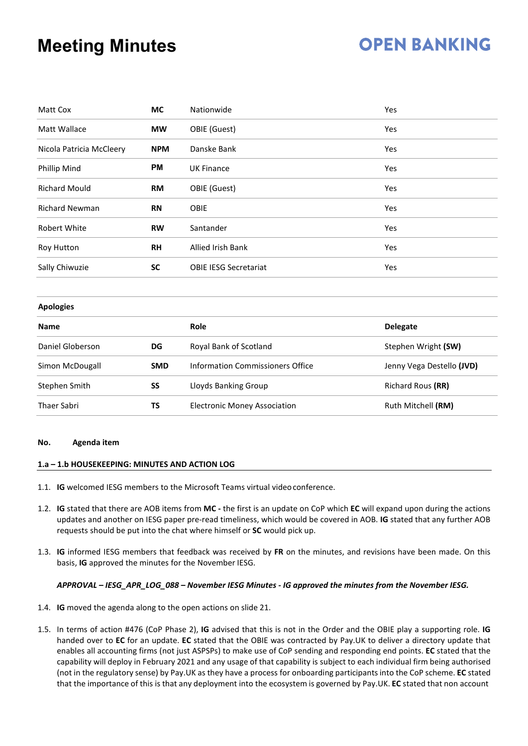# Meeting Minutes

| | | | |
|---|---|---|---|
| Matt Cox | **MC** | Nationwide | Yes |
| Matt Wallace | **MW** | OBIE (Guest) | Yes |
| Nicola Patricia McCleery | **NPM** | Danske Bank | Yes |
| Phillip Mind | **PM** | UK Finance | Yes |
| Richard Mould | **RM** | OBIE (Guest) | Yes |
| Richard Newman | **RN** | OBIE | Yes |
| Robert White | **RW** | Santander | Yes |
| Roy Hutton | **RH** | Allied Irish Bank | Yes |
| Sally Chiwuzie | **SC** | OBIE IESG Secretariat | Yes |

**Apologies**

| **Name** | | **Role** | **Delegate** |
|---|---|---|---|
| Daniel Globerson | **DG** | Royal Bank of Scotland | Stephen Wright **(SW)** |
| Simon McDougall | **SMD** | Information Commissioners Office | Jenny Vega Destello **(JVD)** |
| Stephen Smith | **SS** | Lloyds Banking Group | Richard Rous **(RR)** |
| Thaer Sabri | **TS** | Electronic Money Association | Ruth Mitchell **(RM)** |

**No. Agenda item**

**1.a – 1.b HOUSEKEEPING: MINUTES AND ACTION LOG**

1.1. **IG** welcomed IESG members to the Microsoft Teams virtual video conference.

1.2. **IG** stated that there are AOB items from **MC -** the first is an update on CoP which **EC** will expand upon during the actions updates and another on IESG paper pre-read timeliness, which would be covered in AOB. **IG** stated that any further AOB requests should be put into the chat where himself or **SC** would pick up.

1.3. **IG** informed IESG members that feedback was received by **FR** on the minutes, and revisions have been made. On this basis, **IG** approved the minutes for the November IESG.

***APPROVAL – IESG_APR_LOG_088 – November IESG Minutes - IG approved the minutes from the November IESG.***

1.4. **IG** moved the agenda along to the open actions on slide 21.

1.5. In terms of action #476 (CoP Phase 2), **IG** advised that this is not in the Order and the OBIE play a supporting role. **IG** handed over to **EC** for an update. **EC** stated that the OBIE was contracted by Pay.UK to deliver a directory update that enables all accounting firms (not just ASPSPs) to make use of CoP sending and responding end points. **EC** stated that the capability will deploy in February 2021 and any usage of that capability is subject to each individual firm being authorised (not in the regulatory sense) by Pay.UK as they have a process for onboarding participants into the CoP scheme. **EC** stated that the importance of this is that any deployment into the ecosystem is governed by Pay.UK. **EC** stated that non account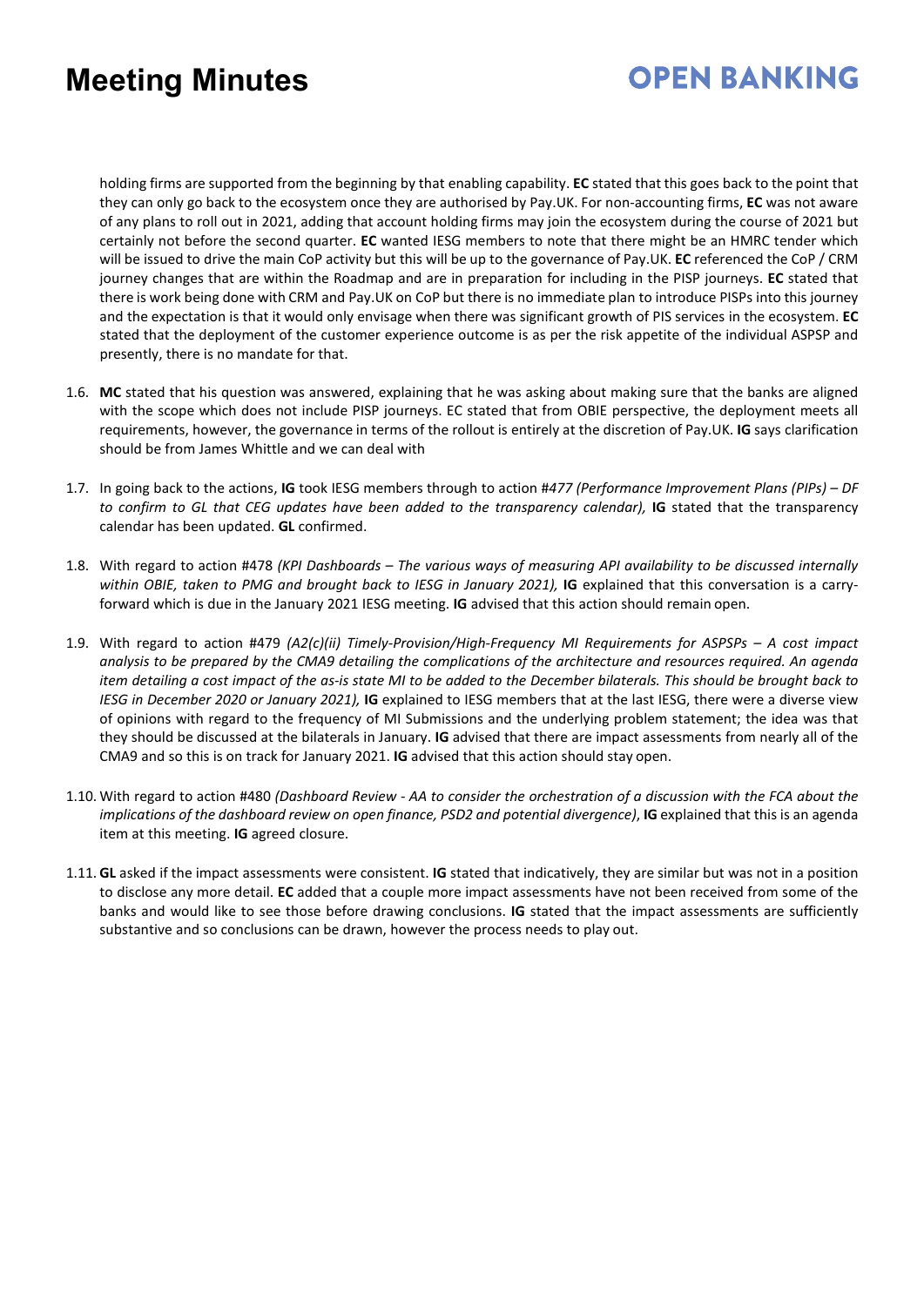holding firms are supported from the beginning by that enabling capability. **EC** stated that this goes back to the point that they can only go back to the ecosystem once they are authorised by Pay.UK. For non-accounting firms, **EC** was not aware of any plans to roll out in 2021, adding that account holding firms may join the ecosystem during the course of 2021 but certainly not before the second quarter. **EC** wanted IESG members to note that there might be an HMRC tender which will be issued to drive the main CoP activity but this will be up to the governance of Pay.UK. **EC** referenced the CoP / CRM journey changes that are within the Roadmap and are in preparation for including in the PISP journeys. **EC** stated that there is work being done with CRM and Pay.UK on CoP but there is no immediate plan to introduce PISPs into this journey and the expectation is that it would only envisage when there was significant growth of PIS services in the ecosystem. **EC** stated that the deployment of the customer experience outcome is as per the risk appetite of the individual ASPSP and presently, there is no mandate for that.

1.6. **MC** stated that his question was answered, explaining that he was asking about making sure that the banks are aligned with the scope which does not include PISP journeys. EC stated that from OBIE perspective, the deployment meets all requirements, however, the governance in terms of the rollout is entirely at the discretion of Pay.UK. **IG** says clarification should be from James Whittle and we can deal with

1.7. In going back to the actions, **IG** took IESG members through to action #*477 (Performance Improvement Plans (PIPs) – DF to confirm to GL that CEG updates have been added to the transparency calendar),* **IG** stated that the transparency calendar has been updated. **GL** confirmed.

1.8. With regard to action #478 *(KPI Dashboards – The various ways of measuring API availability to be discussed internally within OBIE, taken to PMG and brought back to IESG in January 2021),* **IG** explained that this conversation is a carry-forward which is due in the January 2021 IESG meeting. **IG** advised that this action should remain open.

1.9. With regard to action #479 *(A2(c)(ii) Timely-Provision/High-Frequency MI Requirements for ASPSPs – A cost impact analysis to be prepared by the CMA9 detailing the complications of the architecture and resources required. An agenda item detailing a cost impact of the as-is state MI to be added to the December bilaterals. This should be brought back to IESG in December 2020 or January 2021),* **IG** explained to IESG members that at the last IESG, there were a diverse view of opinions with regard to the frequency of MI Submissions and the underlying problem statement; the idea was that they should be discussed at the bilaterals in January. **IG** advised that there are impact assessments from nearly all of the CMA9 and so this is on track for January 2021. **IG** advised that this action should stay open.

1.10. With regard to action #480 *(Dashboard Review - AA to consider the orchestration of a discussion with the FCA about the implications of the dashboard review on open finance, PSD2 and potential divergence)*, **IG** explained that this is an agenda item at this meeting. **IG** agreed closure.

1.11. **GL** asked if the impact assessments were consistent. **IG** stated that indicatively, they are similar but was not in a position to disclose any more detail. **EC** added that a couple more impact assessments have not been received from some of the banks and would like to see those before drawing conclusions. **IG** stated that the impact assessments are sufficiently substantive and so conclusions can be drawn, however the process needs to play out.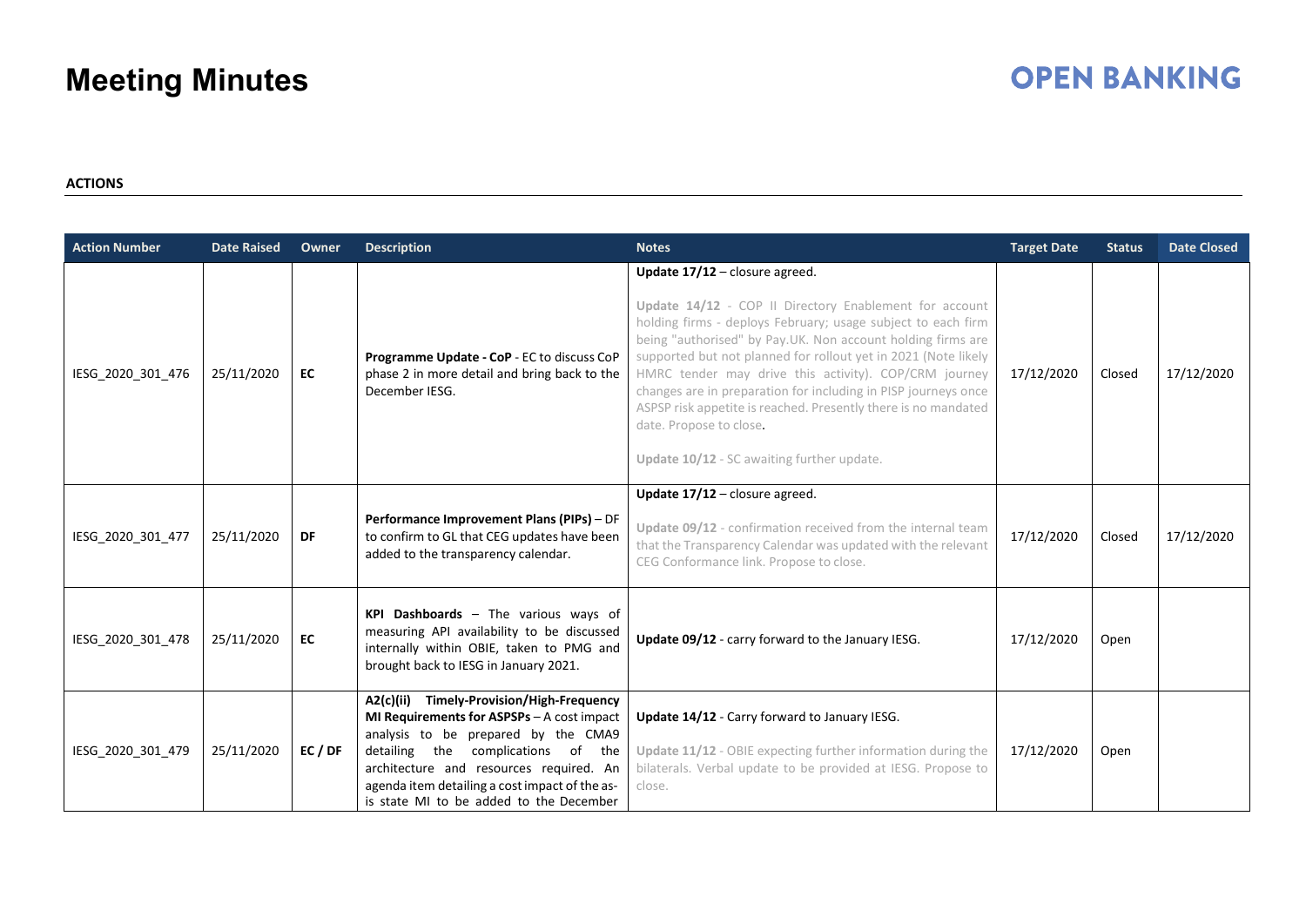# Meeting Minutes

**ACTIONS**

| Action Number | Date Raised | Owner | Description | Notes | Target Date | Status | Date Closed |
|---|---|---|---|---|---|---|---|
| IESG_2020_301_476 | 25/11/2020 | **EC** | **Programme Update - CoP** - EC to discuss CoP phase 2 in more detail and bring back to the December IESG. | **Update 17/12** – closure agreed. <br><br> **Update 14/12** - COP II Directory Enablement for account holding firms - deploys February; usage subject to each firm being "authorised" by Pay.UK. Non account holding firms are supported but not planned for rollout yet in 2021 (Note likely HMRC tender may drive this activity). COP/CRM journey changes are in preparation for including in PISP journeys once ASPSP risk appetite is reached. Presently there is no mandated date. Propose to close. <br><br> **Update 10/12** - SC awaiting further update. | 17/12/2020 | Closed | 17/12/2020 |
| IESG_2020_301_477 | 25/11/2020 | **DF** | **Performance Improvement Plans (PIPs)** – DF to confirm to GL that CEG updates have been added to the transparency calendar. | **Update 17/12** – closure agreed. <br><br> **Update 09/12** - confirmation received from the internal team that the Transparency Calendar was updated with the relevant CEG Conformance link. Propose to close. | 17/12/2020 | Closed | 17/12/2020 |
| IESG_2020_301_478 | 25/11/2020 | **EC** | **KPI Dashboards** – The various ways of measuring API availability to be discussed internally within OBIE, taken to PMG and brought back to IESG in January 2021. | **Update 09/12** - carry forward to the January IESG. | 17/12/2020 | Open | |
| IESG_2020_301_479 | 25/11/2020 | **EC / DF** | **A2(c)(ii) Timely-Provision/High-Frequency MI Requirements for ASPSPs** – A cost impact analysis to be prepared by the CMA9 detailing the complications of the architecture and resources required. An agenda item detailing a cost impact of the as-is state MI to be added to the December | **Update 14/12** - Carry forward to January IESG. <br><br> **Update 11/12** - OBIE expecting further information during the bilaterals. Verbal update to be provided at IESG. Propose to close. | 17/12/2020 | Open | |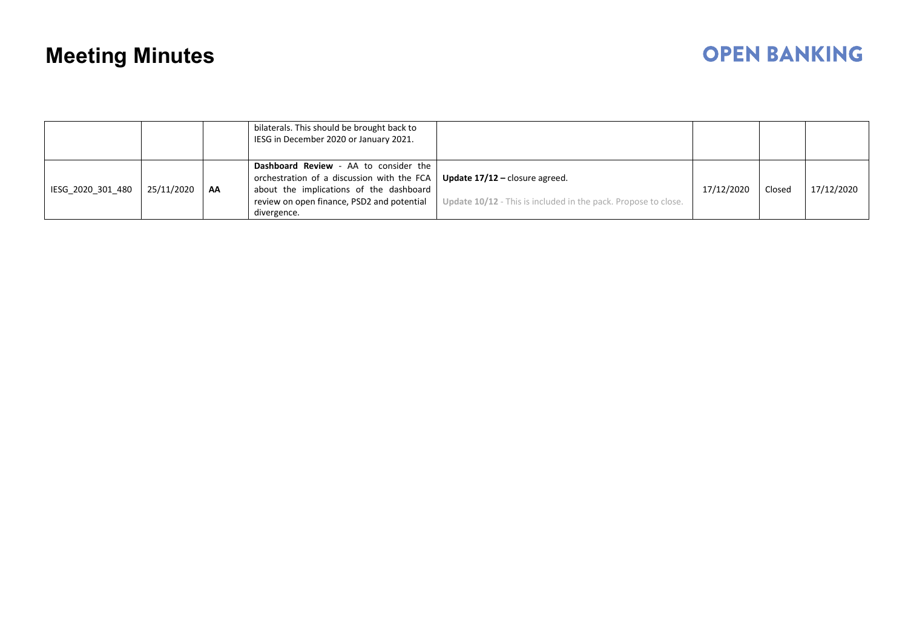# Meeting Minutes

| | | | | | | | |
|---|---|---|---|---|---|---|---|
| | | | bilaterals. This should be brought back to IESG in December 2020 or January 2021. | | | | |
| IESG_2020_301_480 | 25/11/2020 | **AA** | **Dashboard Review** - AA to consider the orchestration of a discussion with the FCA about the implications of the dashboard review on open finance, PSD2 and potential divergence. | **Update 17/12 –** closure agreed.<br><br>**Update 10/12** - This is included in the pack. Propose to close. | 17/12/2020 | Closed | 17/12/2020 |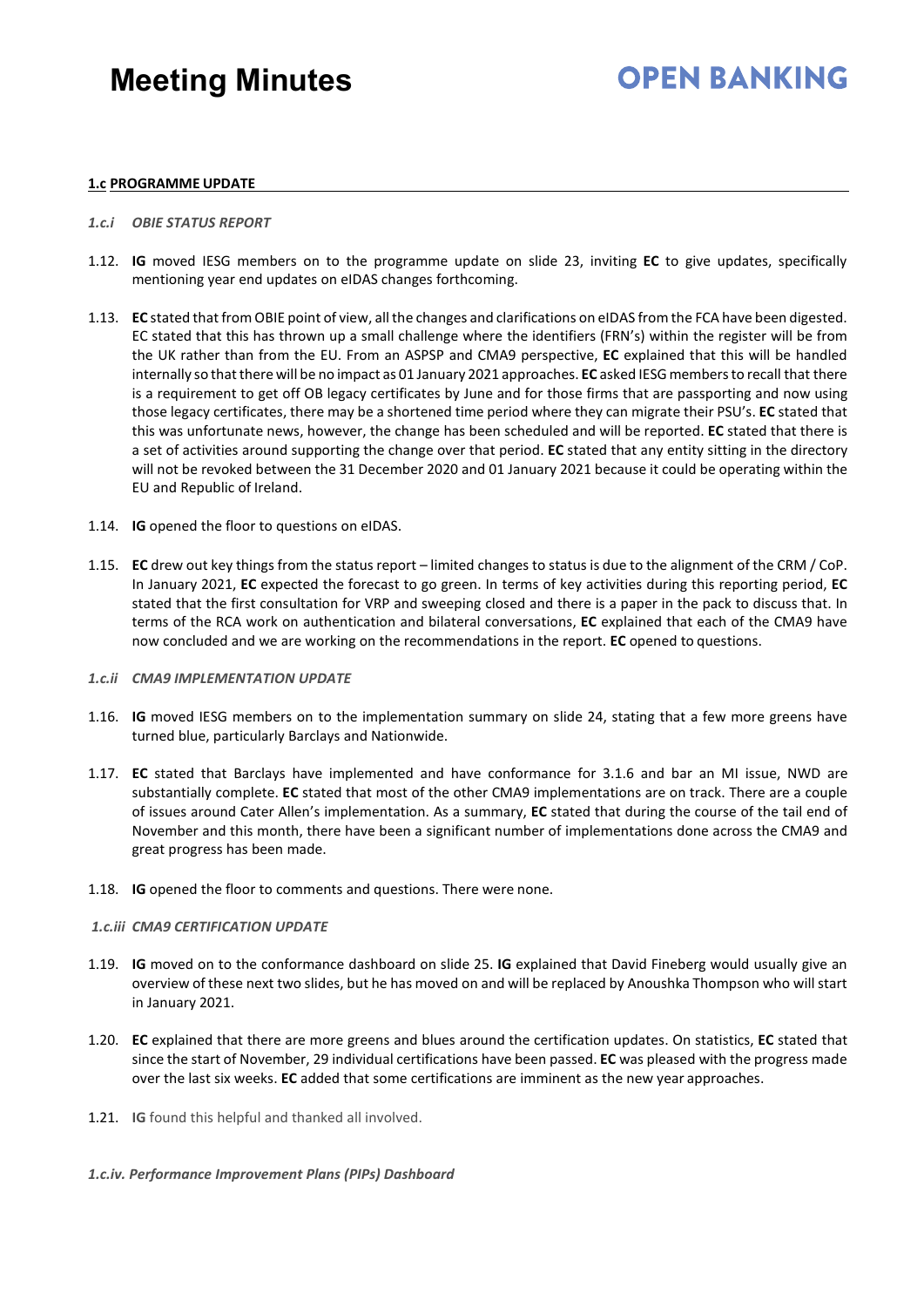#### 1.c PROGRAMME UPDATE

*1.c.i OBIE STATUS REPORT*

1.12. **IG** moved IESG members on to the programme update on slide 23, inviting **EC** to give updates, specifically mentioning year end updates on eIDAS changes forthcoming.

1.13. **EC** stated that from OBIE point of view, all the changes and clarifications on eIDAS from the FCA have been digested. EC stated that this has thrown up a small challenge where the identifiers (FRN's) within the register will be from the UK rather than from the EU. From an ASPSP and CMA9 perspective, **EC** explained that this will be handled internally so that there will be no impact as 01 January 2021 approaches. **EC** asked IESG members to recall that there is a requirement to get off OB legacy certificates by June and for those firms that are passporting and now using those legacy certificates, there may be a shortened time period where they can migrate their PSU's. **EC** stated that this was unfortunate news, however, the change has been scheduled and will be reported. **EC** stated that there is a set of activities around supporting the change over that period. **EC** stated that any entity sitting in the directory will not be revoked between the 31 December 2020 and 01 January 2021 because it could be operating within the EU and Republic of Ireland.

1.14. **IG** opened the floor to questions on eIDAS.

1.15. **EC** drew out key things from the status report – limited changes to status is due to the alignment of the CRM / CoP. In January 2021, **EC** expected the forecast to go green. In terms of key activities during this reporting period, **EC** stated that the first consultation for VRP and sweeping closed and there is a paper in the pack to discuss that. In terms of the RCA work on authentication and bilateral conversations, **EC** explained that each of the CMA9 have now concluded and we are working on the recommendations in the report. **EC** opened to questions.

*1.c.ii CMA9 IMPLEMENTATION UPDATE*

1.16. **IG** moved IESG members on to the implementation summary on slide 24, stating that a few more greens have turned blue, particularly Barclays and Nationwide.

1.17. **EC** stated that Barclays have implemented and have conformance for 3.1.6 and bar an MI issue, NWD are substantially complete. **EC** stated that most of the other CMA9 implementations are on track. There are a couple of issues around Cater Allen's implementation. As a summary, **EC** stated that during the course of the tail end of November and this month, there have been a significant number of implementations done across the CMA9 and great progress has been made.

1.18. **IG** opened the floor to comments and questions. There were none.

*1.c.iii CMA9 CERTIFICATION UPDATE*

1.19. **IG** moved on to the conformance dashboard on slide 25. **IG** explained that David Fineberg would usually give an overview of these next two slides, but he has moved on and will be replaced by Anoushka Thompson who will start in January 2021.

1.20. **EC** explained that there are more greens and blues around the certification updates. On statistics, **EC** stated that since the start of November, 29 individual certifications have been passed. **EC** was pleased with the progress made over the last six weeks. **EC** added that some certifications are imminent as the new year approaches.

1.21. **IG** found this helpful and thanked all involved.

***1.c.iv. Performance Improvement Plans (PIPs) Dashboard***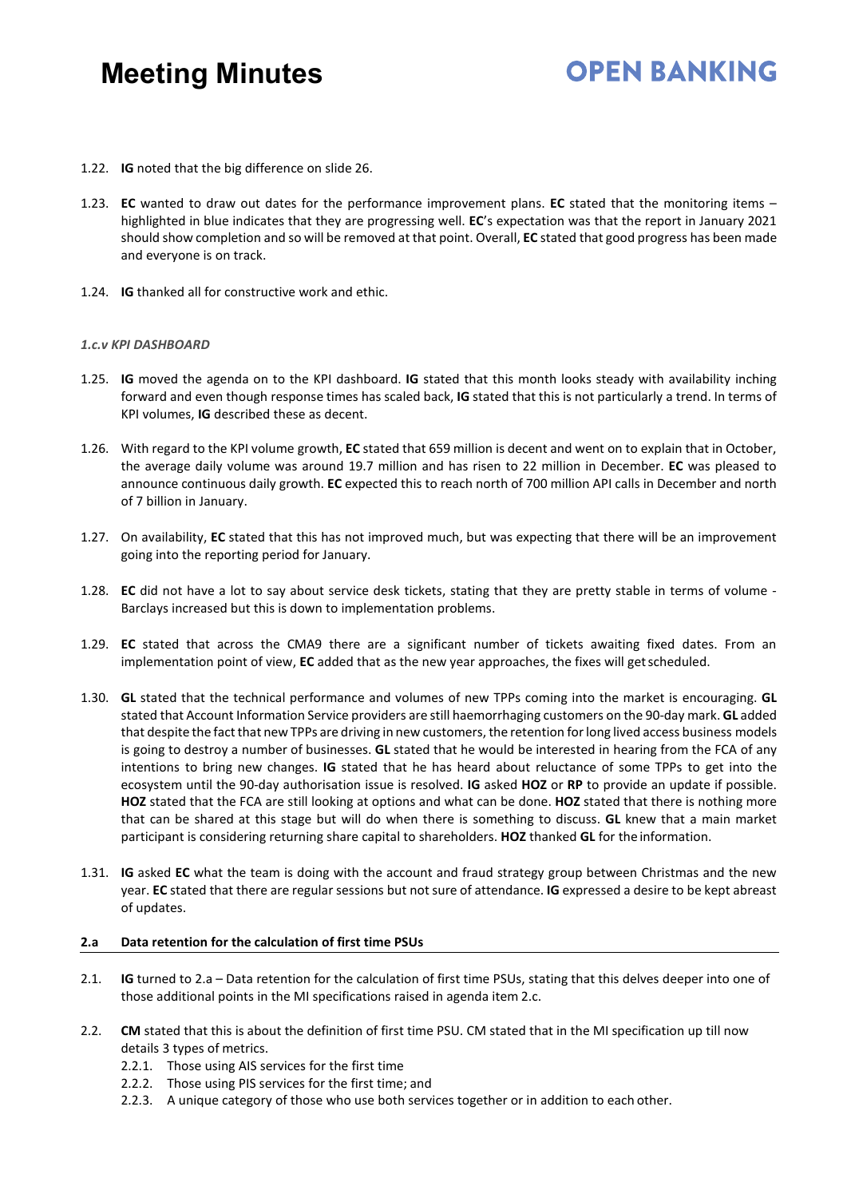1.22. **IG** noted that the big difference on slide 26.

1.23. **EC** wanted to draw out dates for the performance improvement plans. **EC** stated that the monitoring items – highlighted in blue indicates that they are progressing well. **EC**'s expectation was that the report in January 2021 should show completion and so will be removed at that point. Overall, **EC** stated that good progress has been made and everyone is on track.

1.24. **IG** thanked all for constructive work and ethic.

***1.c.v KPI DASHBOARD***

1.25. **IG** moved the agenda on to the KPI dashboard. **IG** stated that this month looks steady with availability inching forward and even though response times has scaled back, **IG** stated that this is not particularly a trend. In terms of KPI volumes, **IG** described these as decent.

1.26. With regard to the KPI volume growth, **EC** stated that 659 million is decent and went on to explain that in October, the average daily volume was around 19.7 million and has risen to 22 million in December. **EC** was pleased to announce continuous daily growth. **EC** expected this to reach north of 700 million API calls in December and north of 7 billion in January.

1.27. On availability, **EC** stated that this has not improved much, but was expecting that there will be an improvement going into the reporting period for January.

1.28. **EC** did not have a lot to say about service desk tickets, stating that they are pretty stable in terms of volume - Barclays increased but this is down to implementation problems.

1.29. **EC** stated that across the CMA9 there are a significant number of tickets awaiting fixed dates. From an implementation point of view, **EC** added that as the new year approaches, the fixes will get scheduled.

1.30. **GL** stated that the technical performance and volumes of new TPPs coming into the market is encouraging. **GL** stated that Account Information Service providers are still haemorrhaging customers on the 90-day mark. **GL** added that despite the fact that new TPPs are driving in new customers, the retention for long lived access business models is going to destroy a number of businesses. **GL** stated that he would be interested in hearing from the FCA of any intentions to bring new changes. **IG** stated that he has heard about reluctance of some TPPs to get into the ecosystem until the 90-day authorisation issue is resolved. **IG** asked **HOZ** or **RP** to provide an update if possible. **HOZ** stated that the FCA are still looking at options and what can be done. **HOZ** stated that there is nothing more that can be shared at this stage but will do when there is something to discuss. **GL** knew that a main market participant is considering returning share capital to shareholders. **HOZ** thanked **GL** for the information.

1.31. **IG** asked **EC** what the team is doing with the account and fraud strategy group between Christmas and the new year. **EC** stated that there are regular sessions but not sure of attendance. **IG** expressed a desire to be kept abreast of updates.

## 2.a Data retention for the calculation of first time PSUs

2.1. **IG** turned to 2.a – Data retention for the calculation of first time PSUs, stating that this delves deeper into one of those additional points in the MI specifications raised in agenda item 2.c.

2.2. **CM** stated that this is about the definition of first time PSU. CM stated that in the MI specification up till now details 3 types of metrics.

   2.2.1. Those using AIS services for the first time

   2.2.2. Those using PIS services for the first time; and

   2.2.3. A unique category of those who use both services together or in addition to each other.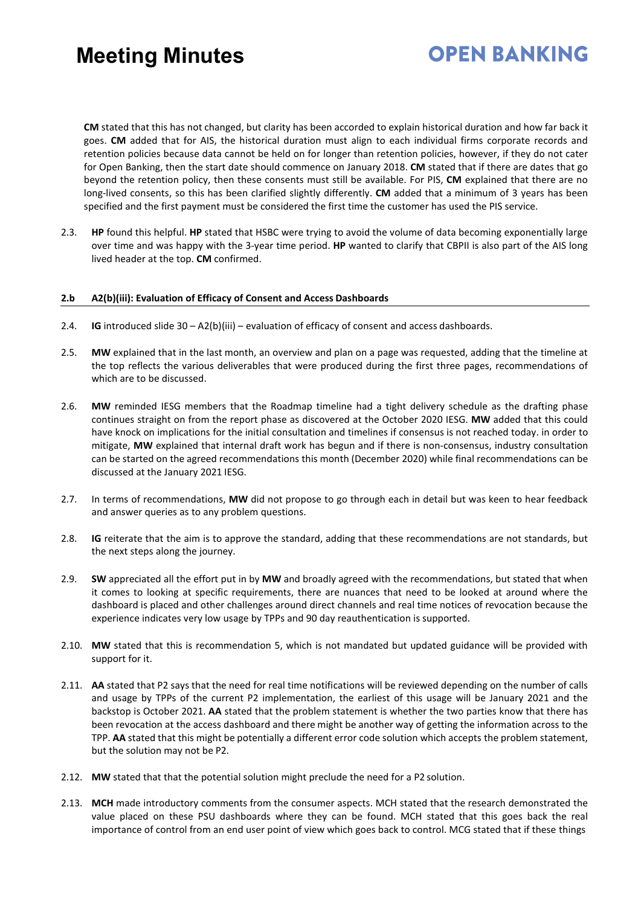**CM** stated that this has not changed, but clarity has been accorded to explain historical duration and how far back it goes. **CM** added that for AIS, the historical duration must align to each individual firms corporate records and retention policies because data cannot be held on for longer than retention policies, however, if they do not cater for Open Banking, then the start date should commence on January 2018. **CM** stated that if there are dates that go beyond the retention policy, then these consents must still be available. For PIS, **CM** explained that there are no long-lived consents, so this has been clarified slightly differently. **CM** added that a minimum of 3 years has been specified and the first payment must be considered the first time the customer has used the PIS service.

2.3. **HP** found this helpful. **HP** stated that HSBC were trying to avoid the volume of data becoming exponentially large over time and was happy with the 3-year time period. **HP** wanted to clarify that CBPII is also part of the AIS long lived header at the top. **CM** confirmed.

### 2.b A2(b)(iii): Evaluation of Efficacy of Consent and Access Dashboards

2.4. **IG** introduced slide 30 – A2(b)(iii) – evaluation of efficacy of consent and access dashboards.

2.5. **MW** explained that in the last month, an overview and plan on a page was requested, adding that the timeline at the top reflects the various deliverables that were produced during the first three pages, recommendations of which are to be discussed.

2.6. **MW** reminded IESG members that the Roadmap timeline had a tight delivery schedule as the drafting phase continues straight on from the report phase as discovered at the October 2020 IESG. **MW** added that this could have knock on implications for the initial consultation and timelines if consensus is not reached today. in order to mitigate, **MW** explained that internal draft work has begun and if there is non-consensus, industry consultation can be started on the agreed recommendations this month (December 2020) while final recommendations can be discussed at the January 2021 IESG.

2.7. In terms of recommendations, **MW** did not propose to go through each in detail but was keen to hear feedback and answer queries as to any problem questions.

2.8. **IG** reiterate that the aim is to approve the standard, adding that these recommendations are not standards, but the next steps along the journey.

2.9. **SW** appreciated all the effort put in by **MW** and broadly agreed with the recommendations, but stated that when it comes to looking at specific requirements, there are nuances that need to be looked at around where the dashboard is placed and other challenges around direct channels and real time notices of revocation because the experience indicates very low usage by TPPs and 90 day reauthentication is supported.

2.10. **MW** stated that this is recommendation 5, which is not mandated but updated guidance will be provided with support for it.

2.11. **AA** stated that P2 says that the need for real time notifications will be reviewed depending on the number of calls and usage by TPPs of the current P2 implementation, the earliest of this usage will be January 2021 and the backstop is October 2021. **AA** stated that the problem statement is whether the two parties know that there has been revocation at the access dashboard and there might be another way of getting the information across to the TPP. **AA** stated that this might be potentially a different error code solution which accepts the problem statement, but the solution may not be P2.

2.12. **MW** stated that that the potential solution might preclude the need for a P2 solution.

2.13. **MCH** made introductory comments from the consumer aspects. MCH stated that the research demonstrated the value placed on these PSU dashboards where they can be found. MCH stated that this goes back the real importance of control from an end user point of view which goes back to control. MCG stated that if these things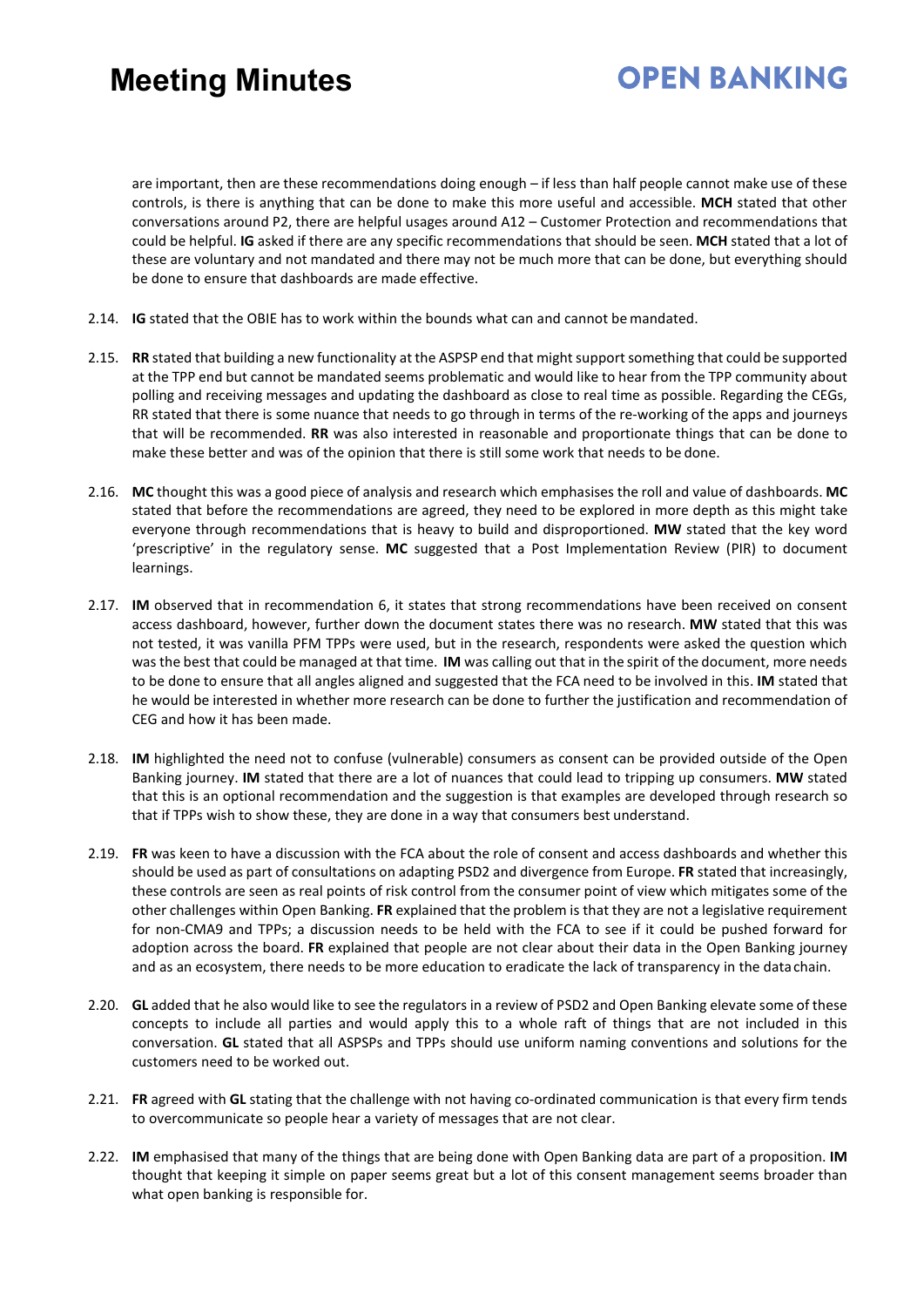are important, then are these recommendations doing enough – if less than half people cannot make use of these controls, is there is anything that can be done to make this more useful and accessible. **MCH** stated that other conversations around P2, there are helpful usages around A12 – Customer Protection and recommendations that could be helpful. **IG** asked if there are any specific recommendations that should be seen. **MCH** stated that a lot of these are voluntary and not mandated and there may not be much more that can be done, but everything should be done to ensure that dashboards are made effective.

2.14. **IG** stated that the OBIE has to work within the bounds what can and cannot be mandated.

2.15. **RR** stated that building a new functionality at the ASPSP end that might support something that could be supported at the TPP end but cannot be mandated seems problematic and would like to hear from the TPP community about polling and receiving messages and updating the dashboard as close to real time as possible. Regarding the CEGs, RR stated that there is some nuance that needs to go through in terms of the re-working of the apps and journeys that will be recommended. **RR** was also interested in reasonable and proportionate things that can be done to make these better and was of the opinion that there is still some work that needs to be done.

2.16. **MC** thought this was a good piece of analysis and research which emphasises the roll and value of dashboards. **MC** stated that before the recommendations are agreed, they need to be explored in more depth as this might take everyone through recommendations that is heavy to build and disproportioned. **MW** stated that the key word 'prescriptive' in the regulatory sense. **MC** suggested that a Post Implementation Review (PIR) to document learnings.

2.17. **IM** observed that in recommendation 6, it states that strong recommendations have been received on consent access dashboard, however, further down the document states there was no research. **MW** stated that this was not tested, it was vanilla PFM TPPs were used, but in the research, respondents were asked the question which was the best that could be managed at that time. **IM** was calling out that in the spirit of the document, more needs to be done to ensure that all angles aligned and suggested that the FCA need to be involved in this. **IM** stated that he would be interested in whether more research can be done to further the justification and recommendation of CEG and how it has been made.

2.18. **IM** highlighted the need not to confuse (vulnerable) consumers as consent can be provided outside of the Open Banking journey. **IM** stated that there are a lot of nuances that could lead to tripping up consumers. **MW** stated that this is an optional recommendation and the suggestion is that examples are developed through research so that if TPPs wish to show these, they are done in a way that consumers best understand.

2.19. **FR** was keen to have a discussion with the FCA about the role of consent and access dashboards and whether this should be used as part of consultations on adapting PSD2 and divergence from Europe. **FR** stated that increasingly, these controls are seen as real points of risk control from the consumer point of view which mitigates some of the other challenges within Open Banking. **FR** explained that the problem is that they are not a legislative requirement for non-CMA9 and TPPs; a discussion needs to be held with the FCA to see if it could be pushed forward for adoption across the board. **FR** explained that people are not clear about their data in the Open Banking journey and as an ecosystem, there needs to be more education to eradicate the lack of transparency in the data chain.

2.20. **GL** added that he also would like to see the regulators in a review of PSD2 and Open Banking elevate some of these concepts to include all parties and would apply this to a whole raft of things that are not included in this conversation. **GL** stated that all ASPSPs and TPPs should use uniform naming conventions and solutions for the customers need to be worked out.

2.21. **FR** agreed with **GL** stating that the challenge with not having co-ordinated communication is that every firm tends to overcommunicate so people hear a variety of messages that are not clear.

2.22. **IM** emphasised that many of the things that are being done with Open Banking data are part of a proposition. **IM** thought that keeping it simple on paper seems great but a lot of this consent management seems broader than what open banking is responsible for.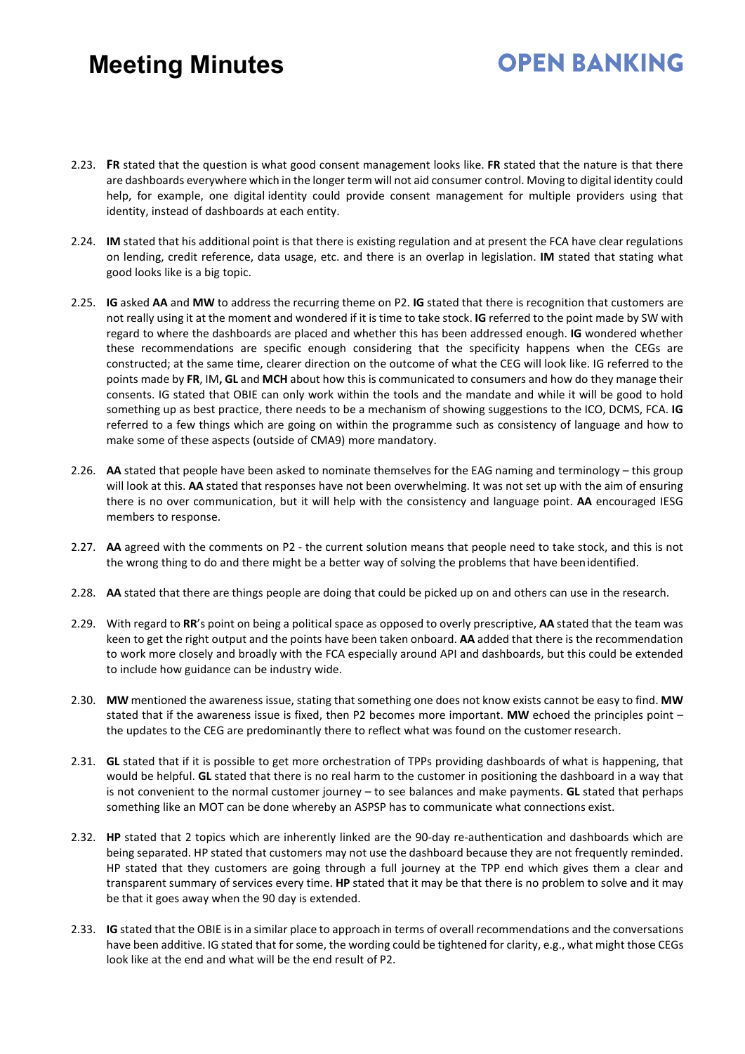2.23. **FR** stated that the question is what good consent management looks like. **FR** stated that the nature is that there are dashboards everywhere which in the longer term will not aid consumer control. Moving to digital identity could help, for example, one digital identity could provide consent management for multiple providers using that identity, instead of dashboards at each entity.

2.24. **IM** stated that his additional point is that there is existing regulation and at present the FCA have clear regulations on lending, credit reference, data usage, etc. and there is an overlap in legislation. **IM** stated that stating what good looks like is a big topic.

2.25. **IG** asked **AA** and **MW** to address the recurring theme on P2. **IG** stated that there is recognition that customers are not really using it at the moment and wondered if it is time to take stock. **IG** referred to the point made by SW with regard to where the dashboards are placed and whether this has been addressed enough. **IG** wondered whether these recommendations are specific enough considering that the specificity happens when the CEGs are constructed; at the same time, clearer direction on the outcome of what the CEG will look like. IG referred to the points made by **FR**, IM**, GL** and **MCH** about how this is communicated to consumers and how do they manage their consents. IG stated that OBIE can only work within the tools and the mandate and while it will be good to hold something up as best practice, there needs to be a mechanism of showing suggestions to the ICO, DCMS, FCA. **IG** referred to a few things which are going on within the programme such as consistency of language and how to make some of these aspects (outside of CMA9) more mandatory.

2.26. **AA** stated that people have been asked to nominate themselves for the EAG naming and terminology – this group will look at this. **AA** stated that responses have not been overwhelming. It was not set up with the aim of ensuring there is no over communication, but it will help with the consistency and language point. **AA** encouraged IESG members to response.

2.27. **AA** agreed with the comments on P2 - the current solution means that people need to take stock, and this is not the wrong thing to do and there might be a better way of solving the problems that have been identified.

2.28. **AA** stated that there are things people are doing that could be picked up on and others can use in the research.

2.29. With regard to **RR**'s point on being a political space as opposed to overly prescriptive, **AA** stated that the team was keen to get the right output and the points have been taken onboard. **AA** added that there is the recommendation to work more closely and broadly with the FCA especially around API and dashboards, but this could be extended to include how guidance can be industry wide.

2.30. **MW** mentioned the awareness issue, stating that something one does not know exists cannot be easy to find. **MW** stated that if the awareness issue is fixed, then P2 becomes more important. **MW** echoed the principles point – the updates to the CEG are predominantly there to reflect what was found on the customer research.

2.31. **GL** stated that if it is possible to get more orchestration of TPPs providing dashboards of what is happening, that would be helpful. **GL** stated that there is no real harm to the customer in positioning the dashboard in a way that is not convenient to the normal customer journey – to see balances and make payments. **GL** stated that perhaps something like an MOT can be done whereby an ASPSP has to communicate what connections exist.

2.32. **HP** stated that 2 topics which are inherently linked are the 90-day re-authentication and dashboards which are being separated. HP stated that customers may not use the dashboard because they are not frequently reminded. HP stated that they customers are going through a full journey at the TPP end which gives them a clear and transparent summary of services every time. **HP** stated that it may be that there is no problem to solve and it may be that it goes away when the 90 day is extended.

2.33. **IG** stated that the OBIE is in a similar place to approach in terms of overall recommendations and the conversations have been additive. IG stated that for some, the wording could be tightened for clarity, e.g., what might those CEGs look like at the end and what will be the end result of P2.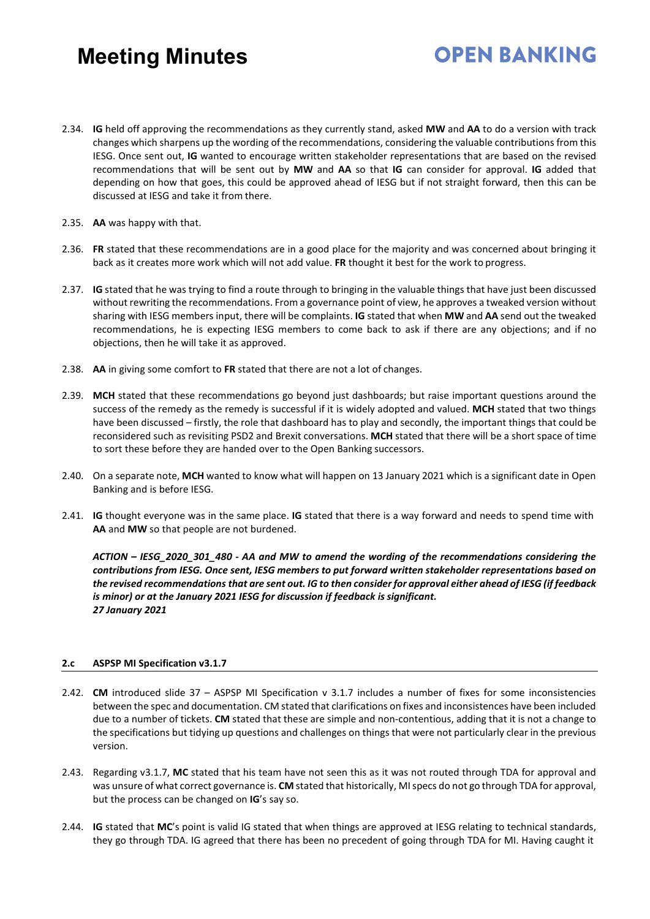2.34. **IG** held off approving the recommendations as they currently stand, asked **MW** and **AA** to do a version with track changes which sharpens up the wording of the recommendations, considering the valuable contributions from this IESG. Once sent out, **IG** wanted to encourage written stakeholder representations that are based on the revised recommendations that will be sent out by **MW** and **AA** so that **IG** can consider for approval. **IG** added that depending on how that goes, this could be approved ahead of IESG but if not straight forward, then this can be discussed at IESG and take it from there.

2.35. **AA** was happy with that.

2.36. **FR** stated that these recommendations are in a good place for the majority and was concerned about bringing it back as it creates more work which will not add value. **FR** thought it best for the work to progress.

2.37. **IG** stated that he was trying to find a route through to bringing in the valuable things that have just been discussed without rewriting the recommendations. From a governance point of view, he approves a tweaked version without sharing with IESG members input, there will be complaints. **IG** stated that when **MW** and **AA** send out the tweaked recommendations, he is expecting IESG members to come back to ask if there are any objections; and if no objections, then he will take it as approved.

2.38. **AA** in giving some comfort to **FR** stated that there are not a lot of changes.

2.39. **MCH** stated that these recommendations go beyond just dashboards; but raise important questions around the success of the remedy as the remedy is successful if it is widely adopted and valued. **MCH** stated that two things have been discussed – firstly, the role that dashboard has to play and secondly, the important things that could be reconsidered such as revisiting PSD2 and Brexit conversations. **MCH** stated that there will be a short space of time to sort these before they are handed over to the Open Banking successors.

2.40. On a separate note, **MCH** wanted to know what will happen on 13 January 2021 which is a significant date in Open Banking and is before IESG.

2.41. **IG** thought everyone was in the same place. **IG** stated that there is a way forward and needs to spend time with **AA** and **MW** so that people are not burdened.

***ACTION – IESG_2020_301_480 - AA and MW to amend the wording of the recommendations considering the contributions from IESG. Once sent, IESG members to put forward written stakeholder representations based on the revised recommendations that are sent out. IG to then consider for approval either ahead of IESG (if feedback is minor) or at the January 2021 IESG for discussion if feedback is significant.***
***27 January 2021***

## 2.c ASPSP MI Specification v3.1.7

2.42. **CM** introduced slide 37 – ASPSP MI Specification v 3.1.7 includes a number of fixes for some inconsistencies between the spec and documentation. CM stated that clarifications on fixes and inconsistences have been included due to a number of tickets. **CM** stated that these are simple and non-contentious, adding that it is not a change to the specifications but tidying up questions and challenges on things that were not particularly clear in the previous version.

2.43. Regarding v3.1.7, **MC** stated that his team have not seen this as it was not routed through TDA for approval and was unsure of what correct governance is. **CM** stated that historically, MI specs do not go through TDA for approval, but the process can be changed on **IG**'s say so.

2.44. **IG** stated that **MC**'s point is valid IG stated that when things are approved at IESG relating to technical standards, they go through TDA. IG agreed that there has been no precedent of going through TDA for MI. Having caught it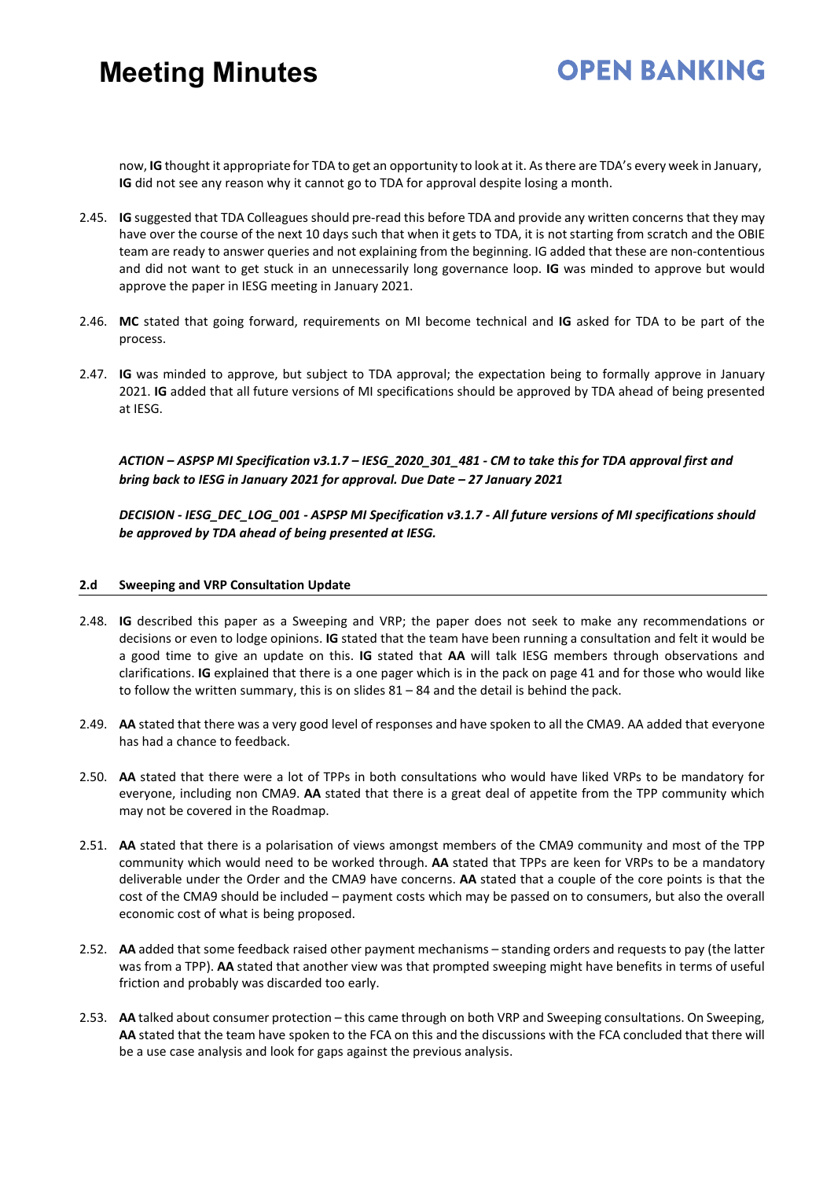now, **IG** thought it appropriate for TDA to get an opportunity to look at it. As there are TDA's every week in January, **IG** did not see any reason why it cannot go to TDA for approval despite losing a month.

2.45. **IG** suggested that TDA Colleagues should pre-read this before TDA and provide any written concerns that they may have over the course of the next 10 days such that when it gets to TDA, it is not starting from scratch and the OBIE team are ready to answer queries and not explaining from the beginning. IG added that these are non-contentious and did not want to get stuck in an unnecessarily long governance loop. **IG** was minded to approve but would approve the paper in IESG meeting in January 2021.

2.46. **MC** stated that going forward, requirements on MI become technical and **IG** asked for TDA to be part of the process.

2.47. **IG** was minded to approve, but subject to TDA approval; the expectation being to formally approve in January 2021. **IG** added that all future versions of MI specifications should be approved by TDA ahead of being presented at IESG.

***ACTION – ASPSP MI Specification v3.1.7 – IESG_2020_301_481 - CM to take this for TDA approval first and bring back to IESG in January 2021 for approval. Due Date – 27 January 2021***

***DECISION - IESG_DEC_LOG_001 - ASPSP MI Specification v3.1.7 - All future versions of MI specifications should be approved by TDA ahead of being presented at IESG.***

### 2.d Sweeping and VRP Consultation Update

2.48. **IG** described this paper as a Sweeping and VRP; the paper does not seek to make any recommendations or decisions or even to lodge opinions. **IG** stated that the team have been running a consultation and felt it would be a good time to give an update on this. **IG** stated that **AA** will talk IESG members through observations and clarifications. **IG** explained that there is a one pager which is in the pack on page 41 and for those who would like to follow the written summary, this is on slides 81 – 84 and the detail is behind the pack.

2.49. **AA** stated that there was a very good level of responses and have spoken to all the CMA9. AA added that everyone has had a chance to feedback.

2.50. **AA** stated that there were a lot of TPPs in both consultations who would have liked VRPs to be mandatory for everyone, including non CMA9. **AA** stated that there is a great deal of appetite from the TPP community which may not be covered in the Roadmap.

2.51. **AA** stated that there is a polarisation of views amongst members of the CMA9 community and most of the TPP community which would need to be worked through. **AA** stated that TPPs are keen for VRPs to be a mandatory deliverable under the Order and the CMA9 have concerns. **AA** stated that a couple of the core points is that the cost of the CMA9 should be included – payment costs which may be passed on to consumers, but also the overall economic cost of what is being proposed.

2.52. **AA** added that some feedback raised other payment mechanisms – standing orders and requests to pay (the latter was from a TPP). **AA** stated that another view was that prompted sweeping might have benefits in terms of useful friction and probably was discarded too early.

2.53. **AA** talked about consumer protection – this came through on both VRP and Sweeping consultations. On Sweeping, **AA** stated that the team have spoken to the FCA on this and the discussions with the FCA concluded that there will be a use case analysis and look for gaps against the previous analysis.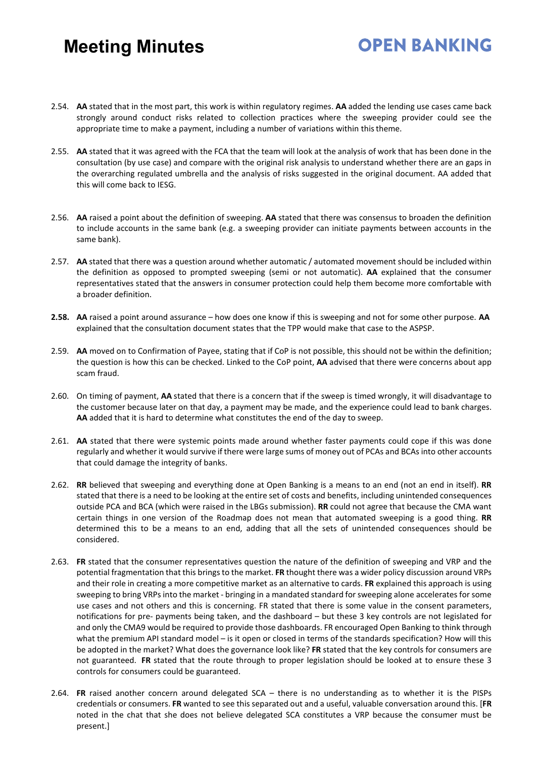2.54. **AA** stated that in the most part, this work is within regulatory regimes. **AA** added the lending use cases came back strongly around conduct risks related to collection practices where the sweeping provider could see the appropriate time to make a payment, including a number of variations within this theme.

2.55. **AA** stated that it was agreed with the FCA that the team will look at the analysis of work that has been done in the consultation (by use case) and compare with the original risk analysis to understand whether there are an gaps in the overarching regulated umbrella and the analysis of risks suggested in the original document. AA added that this will come back to IESG.

2.56. **AA** raised a point about the definition of sweeping. **AA** stated that there was consensus to broaden the definition to include accounts in the same bank (e.g. a sweeping provider can initiate payments between accounts in the same bank).

2.57. **AA** stated that there was a question around whether automatic / automated movement should be included within the definition as opposed to prompted sweeping (semi or not automatic). **AA** explained that the consumer representatives stated that the answers in consumer protection could help them become more comfortable with a broader definition.

**2.58.** **AA** raised a point around assurance – how does one know if this is sweeping and not for some other purpose. **AA** explained that the consultation document states that the TPP would make that case to the ASPSP.

2.59. **AA** moved on to Confirmation of Payee, stating that if CoP is not possible, this should not be within the definition; the question is how this can be checked. Linked to the CoP point, **AA** advised that there were concerns about app scam fraud.

2.60. On timing of payment, **AA** stated that there is a concern that if the sweep is timed wrongly, it will disadvantage to the customer because later on that day, a payment may be made, and the experience could lead to bank charges. **AA** added that it is hard to determine what constitutes the end of the day to sweep.

2.61. **AA** stated that there were systemic points made around whether faster payments could cope if this was done regularly and whether it would survive if there were large sums of money out of PCAs and BCAs into other accounts that could damage the integrity of banks.

2.62. **RR** believed that sweeping and everything done at Open Banking is a means to an end (not an end in itself). **RR** stated that there is a need to be looking at the entire set of costs and benefits, including unintended consequences outside PCA and BCA (which were raised in the LBGs submission). **RR** could not agree that because the CMA want certain things in one version of the Roadmap does not mean that automated sweeping is a good thing. **RR** determined this to be a means to an end, adding that all the sets of unintended consequences should be considered.

2.63. **FR** stated that the consumer representatives question the nature of the definition of sweeping and VRP and the potential fragmentation that this brings to the market. **FR** thought there was a wider policy discussion around VRPs and their role in creating a more competitive market as an alternative to cards. **FR** explained this approach is using sweeping to bring VRPs into the market - bringing in a mandated standard for sweeping alone accelerates for some use cases and not others and this is concerning. FR stated that there is some value in the consent parameters, notifications for pre- payments being taken, and the dashboard – but these 3 key controls are not legislated for and only the CMA9 would be required to provide those dashboards. FR encouraged Open Banking to think through what the premium API standard model – is it open or closed in terms of the standards specification? How will this be adopted in the market? What does the governance look like? **FR** stated that the key controls for consumers are not guaranteed. **FR** stated that the route through to proper legislation should be looked at to ensure these 3 controls for consumers could be guaranteed.

2.64. **FR** raised another concern around delegated SCA – there is no understanding as to whether it is the PISPs credentials or consumers. **FR** wanted to see this separated out and a useful, valuable conversation around this. [**FR** noted in the chat that she does not believe delegated SCA constitutes a VRP because the consumer must be present.]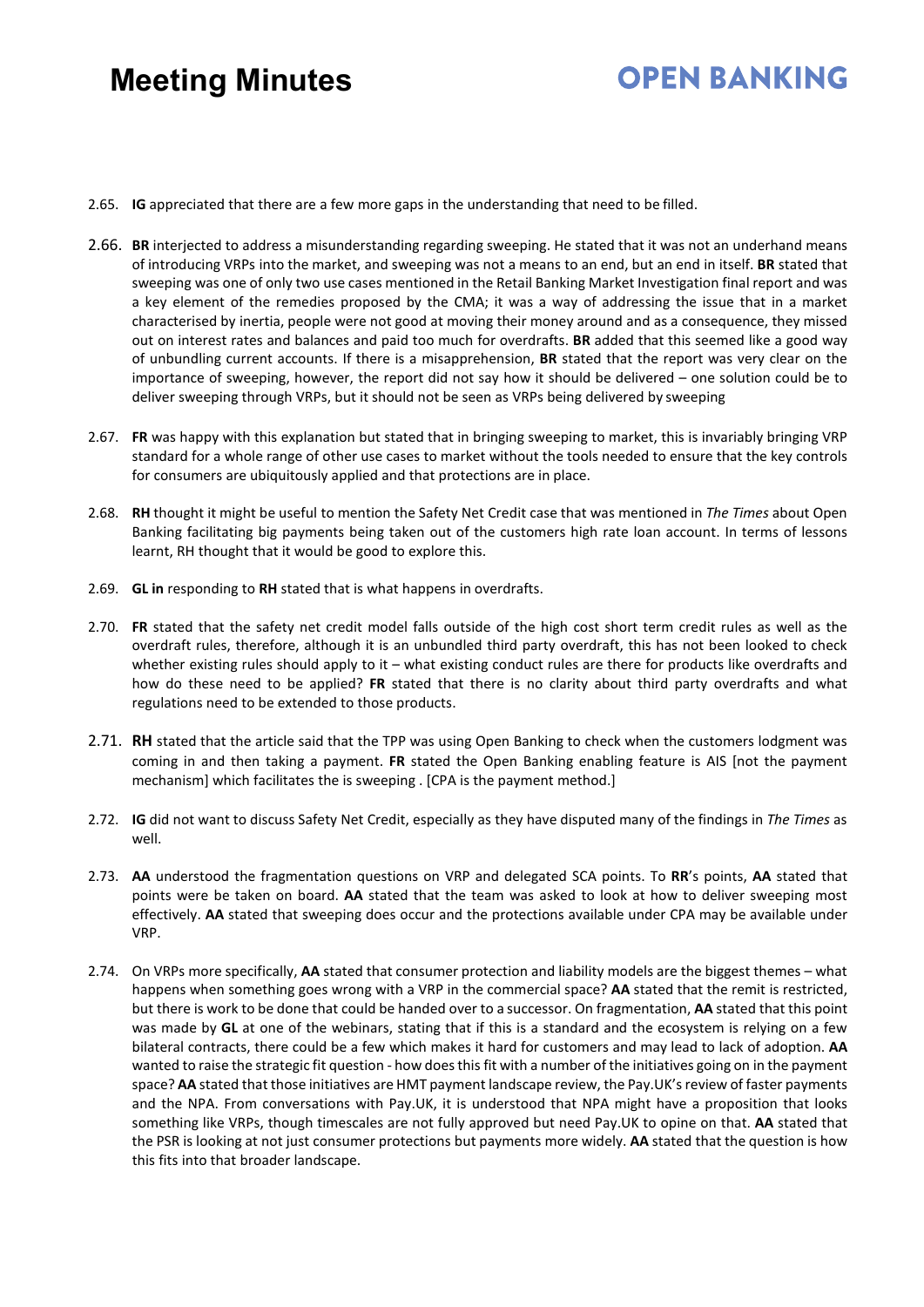2.65. **IG** appreciated that there are a few more gaps in the understanding that need to be filled.

2.66. **BR** interjected to address a misunderstanding regarding sweeping. He stated that it was not an underhand means of introducing VRPs into the market, and sweeping was not a means to an end, but an end in itself. **BR** stated that sweeping was one of only two use cases mentioned in the Retail Banking Market Investigation final report and was a key element of the remedies proposed by the CMA; it was a way of addressing the issue that in a market characterised by inertia, people were not good at moving their money around and as a consequence, they missed out on interest rates and balances and paid too much for overdrafts. **BR** added that this seemed like a good way of unbundling current accounts. If there is a misapprehension, **BR** stated that the report was very clear on the importance of sweeping, however, the report did not say how it should be delivered – one solution could be to deliver sweeping through VRPs, but it should not be seen as VRPs being delivered by sweeping

2.67. **FR** was happy with this explanation but stated that in bringing sweeping to market, this is invariably bringing VRP standard for a whole range of other use cases to market without the tools needed to ensure that the key controls for consumers are ubiquitously applied and that protections are in place.

2.68. **RH** thought it might be useful to mention the Safety Net Credit case that was mentioned in *The Times* about Open Banking facilitating big payments being taken out of the customers high rate loan account. In terms of lessons learnt, RH thought that it would be good to explore this.

2.69. **GL in** responding to **RH** stated that is what happens in overdrafts.

2.70. **FR** stated that the safety net credit model falls outside of the high cost short term credit rules as well as the overdraft rules, therefore, although it is an unbundled third party overdraft, this has not been looked to check whether existing rules should apply to it – what existing conduct rules are there for products like overdrafts and how do these need to be applied? **FR** stated that there is no clarity about third party overdrafts and what regulations need to be extended to those products.

2.71. **RH** stated that the article said that the TPP was using Open Banking to check when the customers lodgment was coming in and then taking a payment. **FR** stated the Open Banking enabling feature is AIS [not the payment mechanism] which facilitates the is sweeping . [CPA is the payment method.]

2.72. **IG** did not want to discuss Safety Net Credit, especially as they have disputed many of the findings in *The Times* as well.

2.73. **AA** understood the fragmentation questions on VRP and delegated SCA points. To **RR**'s points, **AA** stated that points were be taken on board. **AA** stated that the team was asked to look at how to deliver sweeping most effectively. **AA** stated that sweeping does occur and the protections available under CPA may be available under VRP.

2.74. On VRPs more specifically, **AA** stated that consumer protection and liability models are the biggest themes – what happens when something goes wrong with a VRP in the commercial space? **AA** stated that the remit is restricted, but there is work to be done that could be handed over to a successor. On fragmentation, **AA** stated that this point was made by **GL** at one of the webinars, stating that if this is a standard and the ecosystem is relying on a few bilateral contracts, there could be a few which makes it hard for customers and may lead to lack of adoption. **AA** wanted to raise the strategic fit question - how does this fit with a number of the initiatives going on in the payment space? **AA** stated that those initiatives are HMT payment landscape review, the Pay.UK's review of faster payments and the NPA. From conversations with Pay.UK, it is understood that NPA might have a proposition that looks something like VRPs, though timescales are not fully approved but need Pay.UK to opine on that. **AA** stated that the PSR is looking at not just consumer protections but payments more widely. **AA** stated that the question is how this fits into that broader landscape.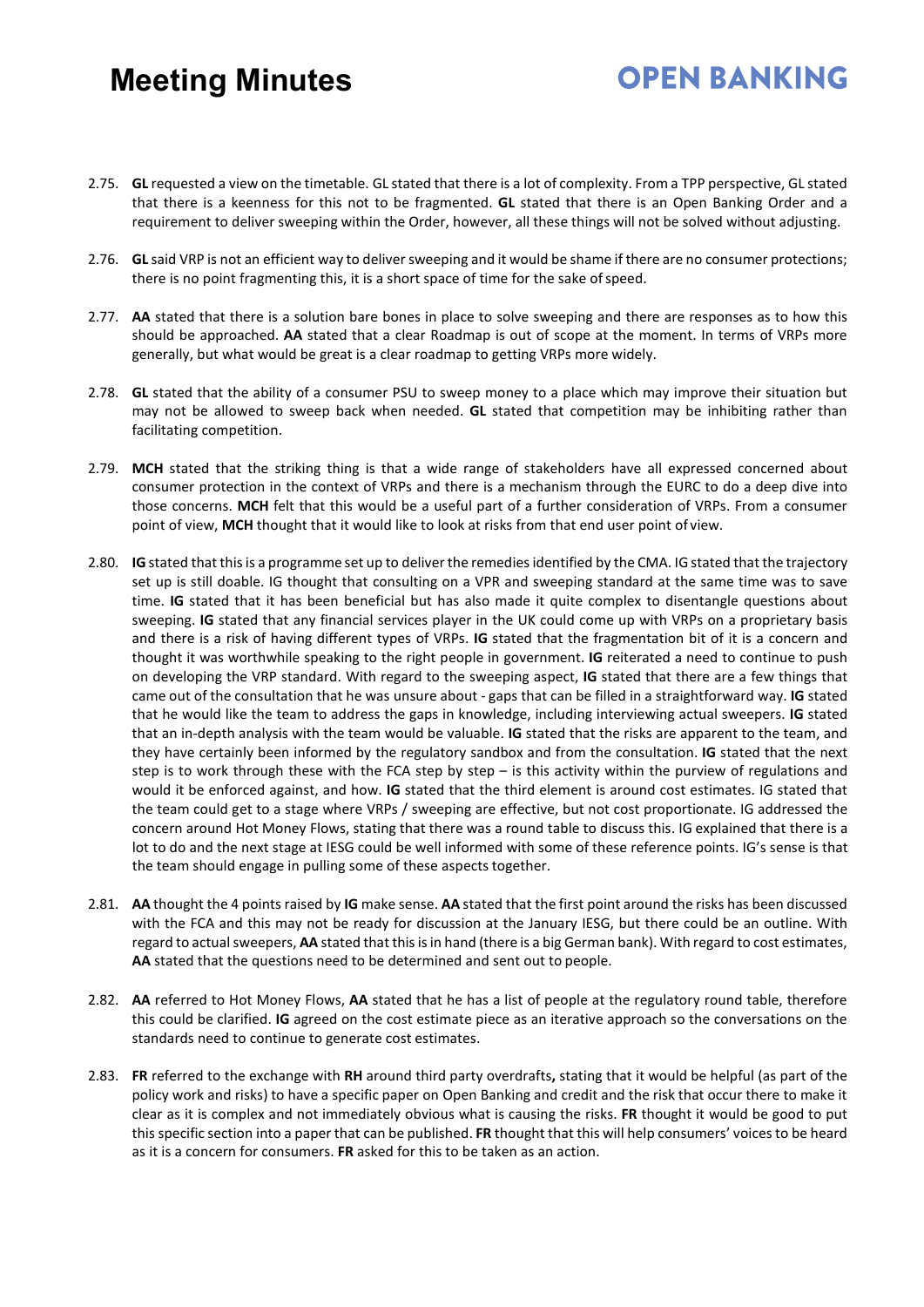2.75. **GL** requested a view on the timetable. GL stated that there is a lot of complexity. From a TPP perspective, GL stated that there is a keenness for this not to be fragmented. **GL** stated that there is an Open Banking Order and a requirement to deliver sweeping within the Order, however, all these things will not be solved without adjusting.

2.76. **GL** said VRP is not an efficient way to deliver sweeping and it would be shame if there are no consumer protections; there is no point fragmenting this, it is a short space of time for the sake of speed.

2.77. **AA** stated that there is a solution bare bones in place to solve sweeping and there are responses as to how this should be approached. **AA** stated that a clear Roadmap is out of scope at the moment. In terms of VRPs more generally, but what would be great is a clear roadmap to getting VRPs more widely.

2.78. **GL** stated that the ability of a consumer PSU to sweep money to a place which may improve their situation but may not be allowed to sweep back when needed. **GL** stated that competition may be inhibiting rather than facilitating competition.

2.79. **MCH** stated that the striking thing is that a wide range of stakeholders have all expressed concerned about consumer protection in the context of VRPs and there is a mechanism through the EURC to do a deep dive into those concerns. **MCH** felt that this would be a useful part of a further consideration of VRPs. From a consumer point of view, **MCH** thought that it would like to look at risks from that end user point of view.

2.80. **IG** stated that this is a programme set up to deliver the remedies identified by the CMA. IG stated that the trajectory set up is still doable. IG thought that consulting on a VPR and sweeping standard at the same time was to save time. **IG** stated that it has been beneficial but has also made it quite complex to disentangle questions about sweeping. **IG** stated that any financial services player in the UK could come up with VRPs on a proprietary basis and there is a risk of having different types of VRPs. **IG** stated that the fragmentation bit of it is a concern and thought it was worthwhile speaking to the right people in government. **IG** reiterated a need to continue to push on developing the VRP standard. With regard to the sweeping aspect, **IG** stated that there are a few things that came out of the consultation that he was unsure about - gaps that can be filled in a straightforward way. **IG** stated that he would like the team to address the gaps in knowledge, including interviewing actual sweepers. **IG** stated that an in-depth analysis with the team would be valuable. **IG** stated that the risks are apparent to the team, and they have certainly been informed by the regulatory sandbox and from the consultation. **IG** stated that the next step is to work through these with the FCA step by step – is this activity within the purview of regulations and would it be enforced against, and how. **IG** stated that the third element is around cost estimates. IG stated that the team could get to a stage where VRPs / sweeping are effective, but not cost proportionate. IG addressed the concern around Hot Money Flows, stating that there was a round table to discuss this. IG explained that there is a lot to do and the next stage at IESG could be well informed with some of these reference points. IG's sense is that the team should engage in pulling some of these aspects together.

2.81. **AA** thought the 4 points raised by **IG** make sense. **AA** stated that the first point around the risks has been discussed with the FCA and this may not be ready for discussion at the January IESG, but there could be an outline. With regard to actual sweepers, **AA** stated that this is in hand (there is a big German bank). With regard to cost estimates, **AA** stated that the questions need to be determined and sent out to people.

2.82. **AA** referred to Hot Money Flows, **AA** stated that he has a list of people at the regulatory round table, therefore this could be clarified. **IG** agreed on the cost estimate piece as an iterative approach so the conversations on the standards need to continue to generate cost estimates.

2.83. **FR** referred to the exchange with **RH** around third party overdrafts**,** stating that it would be helpful (as part of the policy work and risks) to have a specific paper on Open Banking and credit and the risk that occur there to make it clear as it is complex and not immediately obvious what is causing the risks. **FR** thought it would be good to put this specific section into a paper that can be published. **FR** thought that this will help consumers' voices to be heard as it is a concern for consumers. **FR** asked for this to be taken as an action.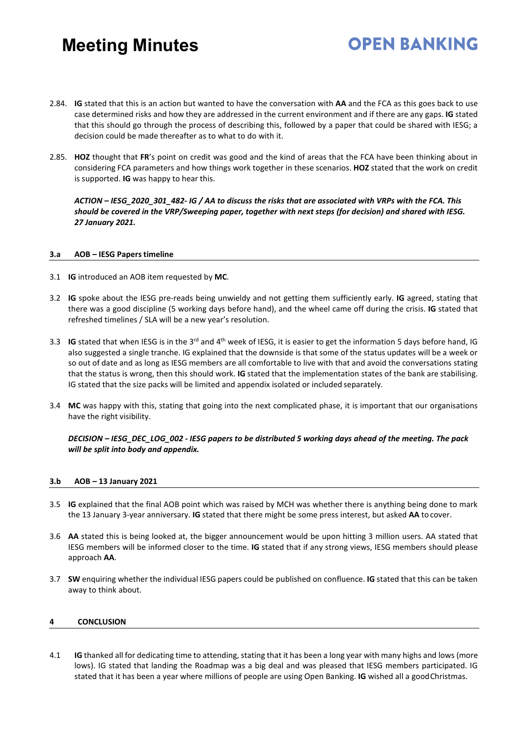2.84. **IG** stated that this is an action but wanted to have the conversation with **AA** and the FCA as this goes back to use case determined risks and how they are addressed in the current environment and if there are any gaps. **IG** stated that this should go through the process of describing this, followed by a paper that could be shared with IESG; a decision could be made thereafter as to what to do with it.

2.85. **HOZ** thought that **FR**'s point on credit was good and the kind of areas that the FCA have been thinking about in considering FCA parameters and how things work together in these scenarios. **HOZ** stated that the work on credit is supported. **IG** was happy to hear this.

***ACTION – IESG_2020_301_482- IG / AA to discuss the risks that are associated with VRPs with the FCA. This should be covered in the VRP/Sweeping paper, together with next steps (for decision) and shared with IESG. 27 January 2021.***

### 3.a AOB – IESG Papers timeline

3.1 **IG** introduced an AOB item requested by **MC**.

3.2 **IG** spoke about the IESG pre-reads being unwieldy and not getting them sufficiently early. **IG** agreed, stating that there was a good discipline (5 working days before hand), and the wheel came off during the crisis. **IG** stated that refreshed timelines / SLA will be a new year's resolution.

3.3 **IG** stated that when IESG is in the 3rd and 4th week of IESG, it is easier to get the information 5 days before hand, IG also suggested a single tranche. IG explained that the downside is that some of the status updates will be a week or so out of date and as long as IESG members are all comfortable to live with that and avoid the conversations stating that the status is wrong, then this should work. **IG** stated that the implementation states of the bank are stabilising. IG stated that the size packs will be limited and appendix isolated or included separately.

3.4 **MC** was happy with this, stating that going into the next complicated phase, it is important that our organisations have the right visibility.

***DECISION – IESG_DEC_LOG_002 - IESG papers to be distributed 5 working days ahead of the meeting. The pack will be split into body and appendix.***

### 3.b AOB – 13 January 2021

3.5 **IG** explained that the final AOB point which was raised by MCH was whether there is anything being done to mark the 13 January 3-year anniversary. **IG** stated that there might be some press interest, but asked **AA** to cover.

3.6 **AA** stated this is being looked at, the bigger announcement would be upon hitting 3 million users. AA stated that IESG members will be informed closer to the time. **IG** stated that if any strong views, IESG members should please approach **AA**.

3.7 **SW** enquiring whether the individual IESG papers could be published on confluence. **IG** stated that this can be taken away to think about.

### 4 CONCLUSION

4.1 **IG** thanked all for dedicating time to attending, stating that it has been a long year with many highs and lows (more lows). IG stated that landing the Roadmap was a big deal and was pleased that IESG members participated. IG stated that it has been a year where millions of people are using Open Banking. **IG** wished all a good Christmas.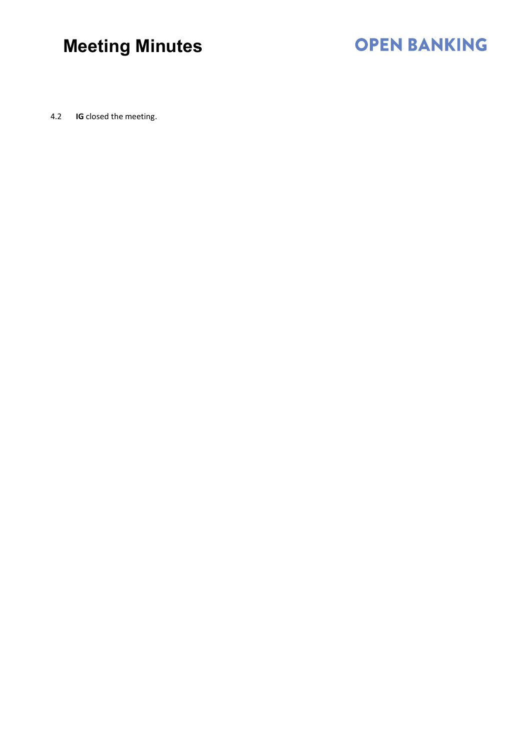4.2 **IG** closed the meeting.